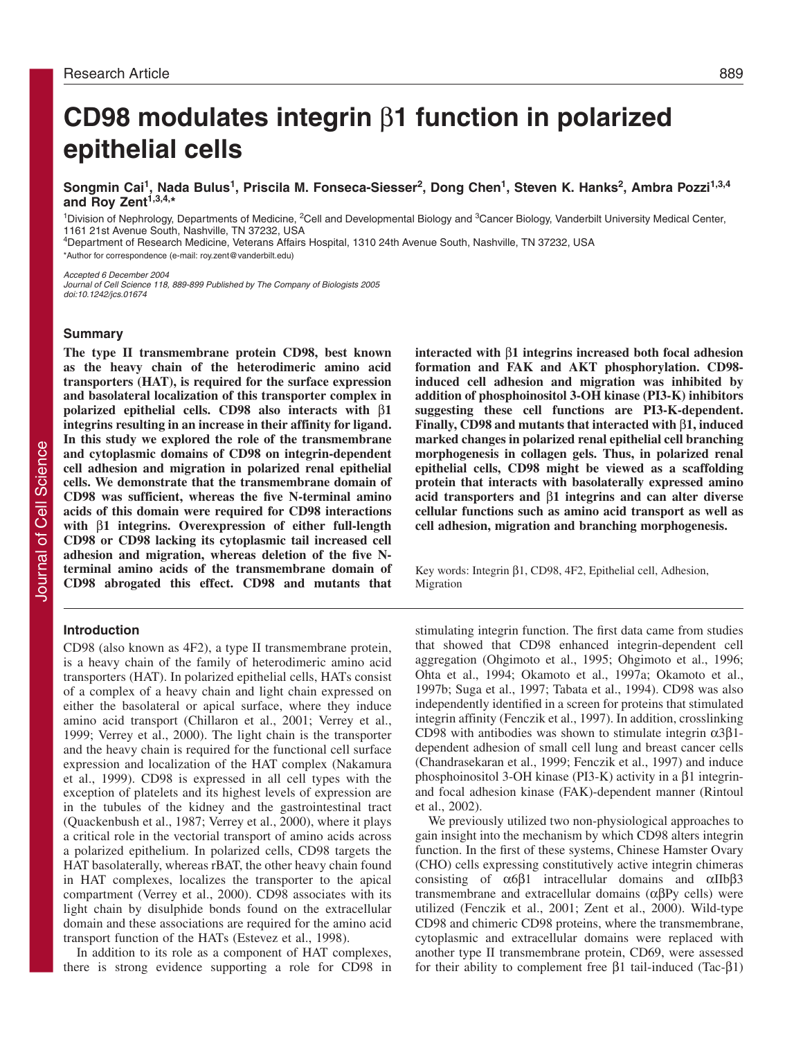Research Article

# CD98 modulates integrin β1 function in polarized epithelial cells

**Songmin Cai[1], Nada Bulus[1], Priscila M. Fonseca-Siesser[2], Dong Chen[1], Steven K. Hanks[2], Ambra Pozzi[1,3,4] and Roy Zent[1,3,4,*]**

[1]Division of Nephrology, Departments of Medicine, [2]Cell and Developmental Biology and [3]Cancer Biology, Vanderbilt University Medical Center, 1161 21st Avenue South, Nashville, TN 37232, USA

[4]Department of Research Medicine, Veterans Affairs Hospital, 1310 24th Avenue South, Nashville, TN 37232, USA

*Author for correspondence (e-mail: roy.zent@vanderbilt.edu)

*Accepted 6 December 2004*
*Journal of Cell Science 118, 889-899 Published by The Company of Biologists 2005*
*doi:10.1242/jcs.01674*

## Summary

**The type II transmembrane protein CD98, best known as the heavy chain of the heterodimeric amino acid transporters (HAT), is required for the surface expression and basolateral localization of this transporter complex in polarized epithelial cells. CD98 also interacts with β1 integrins resulting in an increase in their affinity for ligand. In this study we explored the role of the transmembrane and cytoplasmic domains of CD98 on integrin-dependent cell adhesion and migration in polarized renal epithelial cells. We demonstrate that the transmembrane domain of CD98 was sufficient, whereas the five N-terminal amino acids of this domain were required for CD98 interactions with β1 integrins. Overexpression of either full-length CD98 or CD98 lacking its cytoplasmic tail increased cell adhesion and migration, whereas deletion of the five N-terminal amino acids of the transmembrane domain of CD98 abrogated this effect. CD98 and mutants that interacted with β1 integrins increased both focal adhesion formation and FAK and AKT phosphorylation. CD98-induced cell adhesion and migration was inhibited by addition of phosphoinositol 3-OH kinase (PI3-K) inhibitors suggesting these cell functions are PI3-K-dependent. Finally, CD98 and mutants that interacted with β1, induced marked changes in polarized renal epithelial cell branching morphogenesis in collagen gels. Thus, in polarized renal epithelial cells, CD98 might be viewed as a scaffolding protein that interacts with basolaterally expressed amino acid transporters and β1 integrins and can alter diverse cellular functions such as amino acid transport as well as cell adhesion, migration and branching morphogenesis.**

Key words: Integrin β1, CD98, 4F2, Epithelial cell, Adhesion, Migration

## Introduction

CD98 (also known as 4F2), a type II transmembrane protein, is a heavy chain of the family of heterodimeric amino acid transporters (HAT). In polarized epithelial cells, HATs consist of a complex of a heavy chain and light chain expressed on either the basolateral or apical surface, where they induce amino acid transport (Chillaron et al., 2001; Verrey et al., 1999; Verrey et al., 2000). The light chain is the transporter and the heavy chain is required for the functional cell surface expression and localization of the HAT complex (Nakamura et al., 1999). CD98 is expressed in all cell types with the exception of platelets and its highest levels of expression are in the tubules of the kidney and the gastrointestinal tract (Quackenbush et al., 1987; Verrey et al., 2000), where it plays a critical role in the vectorial transport of amino acids across a polarized epithelium. In polarized cells, CD98 targets the HAT basolaterally, whereas rBAT, the other heavy chain found in HAT complexes, localizes the transporter to the apical compartment (Verrey et al., 2000). CD98 associates with its light chain by disulphide bonds found on the extracellular domain and these associations are required for the amino acid transport function of the HATs (Estevez et al., 1998).

In addition to its role as a component of HAT complexes, there is strong evidence supporting a role for CD98 in stimulating integrin function. The first data came from studies that showed that CD98 enhanced integrin-dependent cell aggregation (Ohgimoto et al., 1995; Ohgimoto et al., 1996; Ohta et al., 1994; Okamoto et al., 1997a; Okamoto et al., 1997b; Suga et al., 1997; Tabata et al., 1994). CD98 was also independently identified in a screen for proteins that stimulated integrin affinity (Fenczik et al., 1997). In addition, crosslinking CD98 with antibodies was shown to stimulate integrin α3β1-dependent adhesion of small cell lung and breast cancer cells (Chandrasekaran et al., 1999; Fenczik et al., 1997) and induce phosphoinositol 3-OH kinase (PI3-K) activity in a β1 integrin- and focal adhesion kinase (FAK)-dependent manner (Rintoul et al., 2002).

We previously utilized two non-physiological approaches to gain insight into the mechanism by which CD98 alters integrin function. In the first of these systems, Chinese Hamster Ovary (CHO) cells expressing constitutively active integrin chimeras consisting of α6β1 intracellular domains and αIIbβ3 transmembrane and extracellular domains (αβPy cells) were utilized (Fenczik et al., 2001; Zent et al., 2000). Wild-type CD98 and chimeric CD98 proteins, where the transmembrane, cytoplasmic and extracellular domains were replaced with another type II transmembrane protein, CD69, were assessed for their ability to complement free β1 tail-induced (Tac-β1)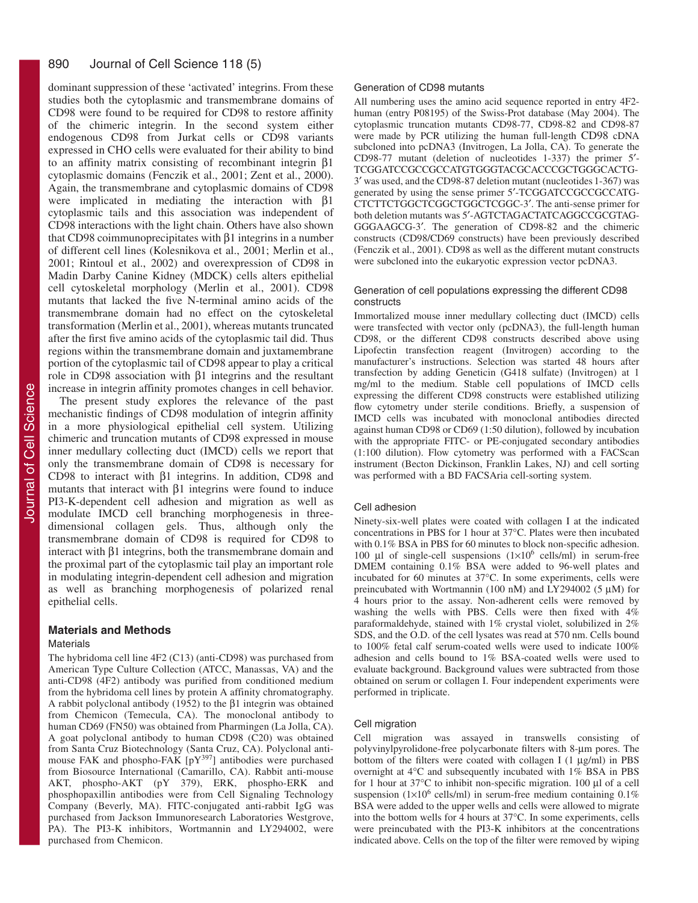dominant suppression of these 'activated' integrins. From these studies both the cytoplasmic and transmembrane domains of CD98 were found to be required for CD98 to restore affinity of the chimeric integrin. In the second system either endogenous CD98 from Jurkat cells or CD98 variants expressed in CHO cells were evaluated for their ability to bind to an affinity matrix consisting of recombinant integrin β1 cytoplasmic domains (Fenczik et al., 2001; Zent et al., 2000). Again, the transmembrane and cytoplasmic domains of CD98 were implicated in mediating the interaction with β1 cytoplasmic tails and this association was independent of CD98 interactions with the light chain. Others have also shown that CD98 coimmunoprecipitates with β1 integrins in a number of different cell lines (Kolesnikova et al., 2001; Merlin et al., 2001; Rintoul et al., 2002) and overexpression of CD98 in Madin Darby Canine Kidney (MDCK) cells alters epithelial cell cytoskeletal morphology (Merlin et al., 2001). CD98 mutants that lacked the five N-terminal amino acids of the transmembrane domain had no effect on the cytoskeletal transformation (Merlin et al., 2001), whereas mutants truncated after the first five amino acids of the cytoplasmic tail did. Thus regions within the transmembrane domain and juxtamembrane portion of the cytoplasmic tail of CD98 appear to play a critical role in CD98 association with β1 integrins and the resultant increase in integrin affinity promotes changes in cell behavior.

The present study explores the relevance of the past mechanistic findings of CD98 modulation of integrin affinity in a more physiological epithelial cell system. Utilizing chimeric and truncation mutants of CD98 expressed in mouse inner medullary collecting duct (IMCD) cells we report that only the transmembrane domain of CD98 is necessary for CD98 to interact with β1 integrins. In addition, CD98 and mutants that interact with β1 integrins were found to induce PI3-K-dependent cell adhesion and migration as well as modulate IMCD cell branching morphogenesis in three-dimensional collagen gels. Thus, although only the transmembrane domain of CD98 is required for CD98 to interact with β1 integrins, both the transmembrane domain and the proximal part of the cytoplasmic tail play an important role in modulating integrin-dependent cell adhesion and migration as well as branching morphogenesis of polarized renal epithelial cells.

## Materials and Methods

### Materials

The hybridoma cell line 4F2 (C13) (anti-CD98) was purchased from American Type Culture Collection (ATCC, Manassas, VA) and the anti-CD98 (4F2) antibody was purified from conditioned medium from the hybridoma cell lines by protein A affinity chromatography. A rabbit polyclonal antibody (1952) to the β1 integrin was obtained from Chemicon (Temecula, CA). The monoclonal antibody to human CD69 (FN50) was obtained from Pharmingen (La Jolla, CA). A goat polyclonal antibody to human CD98 (C20) was obtained from Santa Cruz Biotechnology (Santa Cruz, CA). Polyclonal anti-mouse FAK and phospho-FAK [pY$^{397}$] antibodies were purchased from Biosource International (Camarillo, CA). Rabbit anti-mouse AKT, phospho-AKT (pY 379), ERK, phospho-ERK and phosphopaxillin antibodies were from Cell Signaling Technology Company (Beverly, MA). FITC-conjugated anti-rabbit IgG was purchased from Jackson Immunoresearch Laboratories Westgrove, PA). The PI3-K inhibitors, Wortmannin and LY294002, were purchased from Chemicon.

### Generation of CD98 mutants

All numbering uses the amino acid sequence reported in entry 4F2-human (entry P08195) of the Swiss-Prot database (May 2004). The cytoplasmic truncation mutants CD98-77, CD98-82 and CD98-87 were made by PCR utilizing the human full-length CD98 cDNA subcloned into pcDNA3 (Invitrogen, La Jolla, CA). To generate the CD98-77 mutant (deletion of nucleotides 1-337) the primer 5′-TCGGATCCGCCGCCATGTGGGTACGCACCCGCTGGGCACTG-3′ was used, and the CD98-87 deletion mutant (nucleotides 1-367) was generated by using the sense primer 5′-TCGGATCCGCCGCCATG-CTCTTCTGGCTCGGCTGGCTCGGC-3′. The anti-sense primer for both deletion mutants was 5′-AGTCTAGACTATCAGGCCGCGTAG-GGGAAGCG-3′. The generation of CD98-82 and the chimeric constructs (CD98/CD69 constructs) have been previously described (Fenczik et al., 2001). CD98 as well as the different mutant constructs were subcloned into the eukaryotic expression vector pcDNA3.

### Generation of cell populations expressing the different CD98 constructs

Immortalized mouse inner medullary collecting duct (IMCD) cells were transfected with vector only (pcDNA3), the full-length human CD98, or the different CD98 constructs described above using Lipofectin transfection reagent (Invitrogen) according to the manufacturer's instructions. Selection was started 48 hours after transfection by adding Geneticin (G418 sulfate) (Invitrogen) at 1 mg/ml to the medium. Stable cell populations of IMCD cells expressing the different CD98 constructs were established utilizing flow cytometry under sterile conditions. Briefly, a suspension of IMCD cells was incubated with monoclonal antibodies directed against human CD98 or CD69 (1:50 dilution), followed by incubation with the appropriate FITC- or PE-conjugated secondary antibodies (1:100 dilution). Flow cytometry was performed with a FACScan instrument (Becton Dickinson, Franklin Lakes, NJ) and cell sorting was performed with a BD FACSAria cell-sorting system.

### Cell adhesion

Ninety-six-well plates were coated with collagen I at the indicated concentrations in PBS for 1 hour at 37°C. Plates were then incubated with 0.1% BSA in PBS for 60 minutes to block non-specific adhesion. 100 μl of single-cell suspensions ($1\times10^6$ cells/ml) in serum-free DMEM containing 0.1% BSA were added to 96-well plates and incubated for 60 minutes at 37°C. In some experiments, cells were preincubated with Wortmannin (100 nM) and LY294002 (5 μM) for 4 hours prior to the assay. Non-adherent cells were removed by washing the wells with PBS. Cells were then fixed with 4% paraformaldehyde, stained with 1% crystal violet, solubilized in 2% SDS, and the O.D. of the cell lysates was read at 570 nm. Cells bound to 100% fetal calf serum-coated wells were used to indicate 100% adhesion and cells bound to 1% BSA-coated wells were used to evaluate background. Background values were subtracted from those obtained on serum or collagen I. Four independent experiments were performed in triplicate.

### Cell migration

Cell migration was assayed in transwells consisting of polyvinylpyrolidone-free polycarbonate filters with 8-μm pores. The bottom of the filters were coated with collagen I (1 μg/ml) in PBS overnight at 4°C and subsequently incubated with 1% BSA in PBS for 1 hour at 37°C to inhibit non-specific migration. 100 μl of a cell suspension ($1\times10^6$ cells/ml) in serum-free medium containing 0.1% BSA were added to the upper wells and cells were allowed to migrate into the bottom wells for 4 hours at 37°C. In some experiments, cells were preincubated with the PI3-K inhibitors at the concentrations indicated above. Cells on the top of the filter were removed by wiping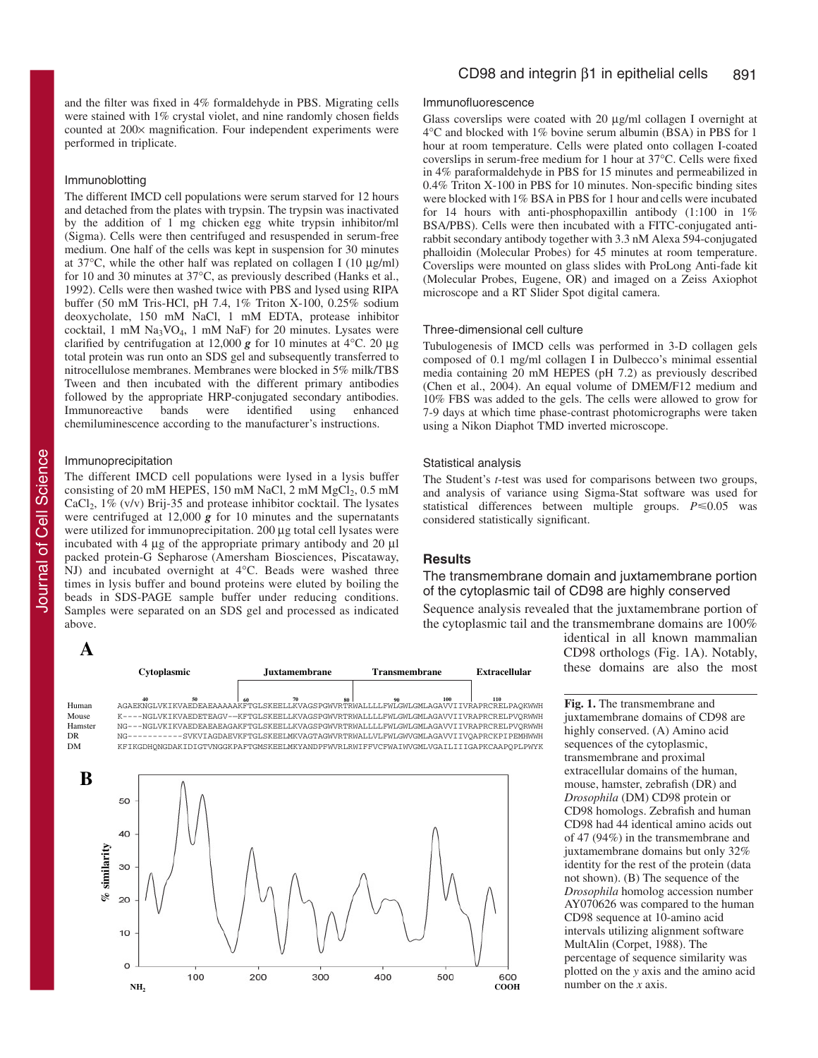and the filter was fixed in 4% formaldehyde in PBS. Migrating cells were stained with 1% crystal violet, and nine randomly chosen fields counted at 200× magnification. Four independent experiments were performed in triplicate.

### Immunoblotting

The different IMCD cell populations were serum starved for 12 hours and detached from the plates with trypsin. The trypsin was inactivated by the addition of 1 mg chicken egg white trypsin inhibitor/ml (Sigma). Cells were then centrifuged and resuspended in serum-free medium. One half of the cells was kept in suspension for 30 minutes at 37°C, while the other half was replated on collagen I (10 μg/ml) for 10 and 30 minutes at 37°C, as previously described (Hanks et al., 1992). Cells were then washed twice with PBS and lysed using RIPA buffer (50 mM Tris-HCl, pH 7.4, 1% Triton X-100, 0.25% sodium deoxycholate, 150 mM NaCl, 1 mM EDTA, protease inhibitor cocktail, 1 mM $Na_3VO_4$, 1 mM NaF) for 20 minutes. Lysates were clarified by centrifugation at 12,000 ***g*** for 10 minutes at 4°C. 20 μg total protein was run onto an SDS gel and subsequently transferred to nitrocellulose membranes. Membranes were blocked in 5% milk/TBS Tween and then incubated with the different primary antibodies followed by the appropriate HRP-conjugated secondary antibodies. Immunoreactive bands were identified using enhanced chemiluminescence according to the manufacturer's instructions.

### Immunoprecipitation

The different IMCD cell populations were lysed in a lysis buffer consisting of 20 mM HEPES, 150 mM NaCl, 2 mM $MgCl_2$, 0.5 mM $CaCl_2$, 1% (v/v) Brij-35 and protease inhibitor cocktail. The lysates were centrifuged at 12,000 ***g*** for 10 minutes and the supernatants were utilized for immunoprecipitation. 200 μg total cell lysates were incubated with 4 μg of the appropriate primary antibody and 20 μl packed protein-G Sepharose (Amersham Biosciences, Piscataway, NJ) and incubated overnight at 4°C. Beads were washed three times in lysis buffer and bound proteins were eluted by boiling the beads in SDS-PAGE sample buffer under reducing conditions. Samples were separated on an SDS gel and processed as indicated above.

### Immunofluorescence

Glass coverslips were coated with 20 μg/ml collagen I overnight at 4°C and blocked with 1% bovine serum albumin (BSA) in PBS for 1 hour at room temperature. Cells were plated onto collagen I-coated coverslips in serum-free medium for 1 hour at 37°C. Cells were fixed in 4% paraformaldehyde in PBS for 15 minutes and permeabilized in 0.4% Triton X-100 in PBS for 10 minutes. Non-specific binding sites were blocked with 1% BSA in PBS for 1 hour and cells were incubated for 14 hours with anti-phosphopaxillin antibody (1:100 in 1% BSA/PBS). Cells were then incubated with a FITC-conjugated anti-rabbit secondary antibody together with 3.3 nM Alexa 594-conjugated phalloidin (Molecular Probes) for 45 minutes at room temperature. Coverslips were mounted on glass slides with ProLong Anti-fade kit (Molecular Probes, Eugene, OR) and imaged on a Zeiss Axiophot microscope and a RT Slider Spot digital camera.

### Three-dimensional cell culture

Tubulogenesis of IMCD cells was performed in 3-D collagen gels composed of 0.1 mg/ml collagen I in Dulbecco's minimal essential media containing 20 mM HEPES (pH 7.2) as previously described (Chen et al., 2004). An equal volume of DMEM/F12 medium and 10% FBS was added to the gels. The cells were allowed to grow for 7-9 days at which time phase-contrast photomicrographs were taken using a Nikon Diaphot TMD inverted microscope.

### Statistical analysis

The Student's *t*-test was used for comparisons between two groups, and analysis of variance using Sigma-Stat software was used for statistical differences between multiple groups. $P\leq 0.05$ was considered statistically significant.

## Results

### The transmembrane domain and juxtamembrane portion of the cytoplasmic tail of CD98 are highly conserved

Sequence analysis revealed that the juxtamembrane portion of the cytoplasmic tail and the transmembrane domains are 100% identical in all known mammalian CD98 orthologs (Fig. 1A). Notably, these domains are also the most

**A**

| | Cytoplasmic / Juxtamembrane / Transmembrane / Extracellular |
|---|---|
| Human | AGAEKNGLVKIKVAEDEAEAAAAAKFTGLSKEELLKVAGSPGWVRTRWALLLLFWLGWLGMLAGAVVIIVRAPRCRELPAQKWWH |
| Mouse | K----NGLVKIKVAEDETEAGV--KFTGLSKEELLKVAGSPGWVRTRWALLLLFWLGWLGMLAGAVVIIVRAPRCRELPVQRWWH |
| Hamster | NG---NGLVKIKVAEDEAEAEAGAKFTGLSKEELLKVAGSPGWVRTRWALLLLFWLGWLGMLAGAVVIIVRAPRCRELPVQRWWH |
| DR | NG-----------SVKVIAGDAEVKFTGLSKEELMKVAGTAGWVRTRWALLVLFWLGWVGMLAGAVVIIVQAPRCKPIPEMHWWH |
| DM | KFIKGDHQNGDAKIDIGTVNGGKPAFTGMSKEELMKYANDPFWVRLRWIFFVCFWAIWVGMLVGAILIIIGAPKCAAPQPLPWYK |

**Fig. 1.** The transmembrane and juxtamembrane domains of CD98 are highly conserved. (A) Amino acid sequences of the cytoplasmic, transmembrane and proximal extracellular domains of the human, mouse, hamster, zebrafish (DR) and *Drosophila* (DM) CD98 protein or CD98 homologs. Zebrafish and human CD98 had 44 identical amino acids out of 47 (94%) in the transmembrane and juxtamembrane domains but only 32% identity for the rest of the protein (data not shown). (B) The sequence of the *Drosophila* homolog accession number AY070626 was compared to the human CD98 sequence at 10-amino acid intervals utilizing alignment software MultAlin (Corpet, 1988). The percentage of sequence similarity was plotted on the *y* axis and the amino acid number on the *x* axis.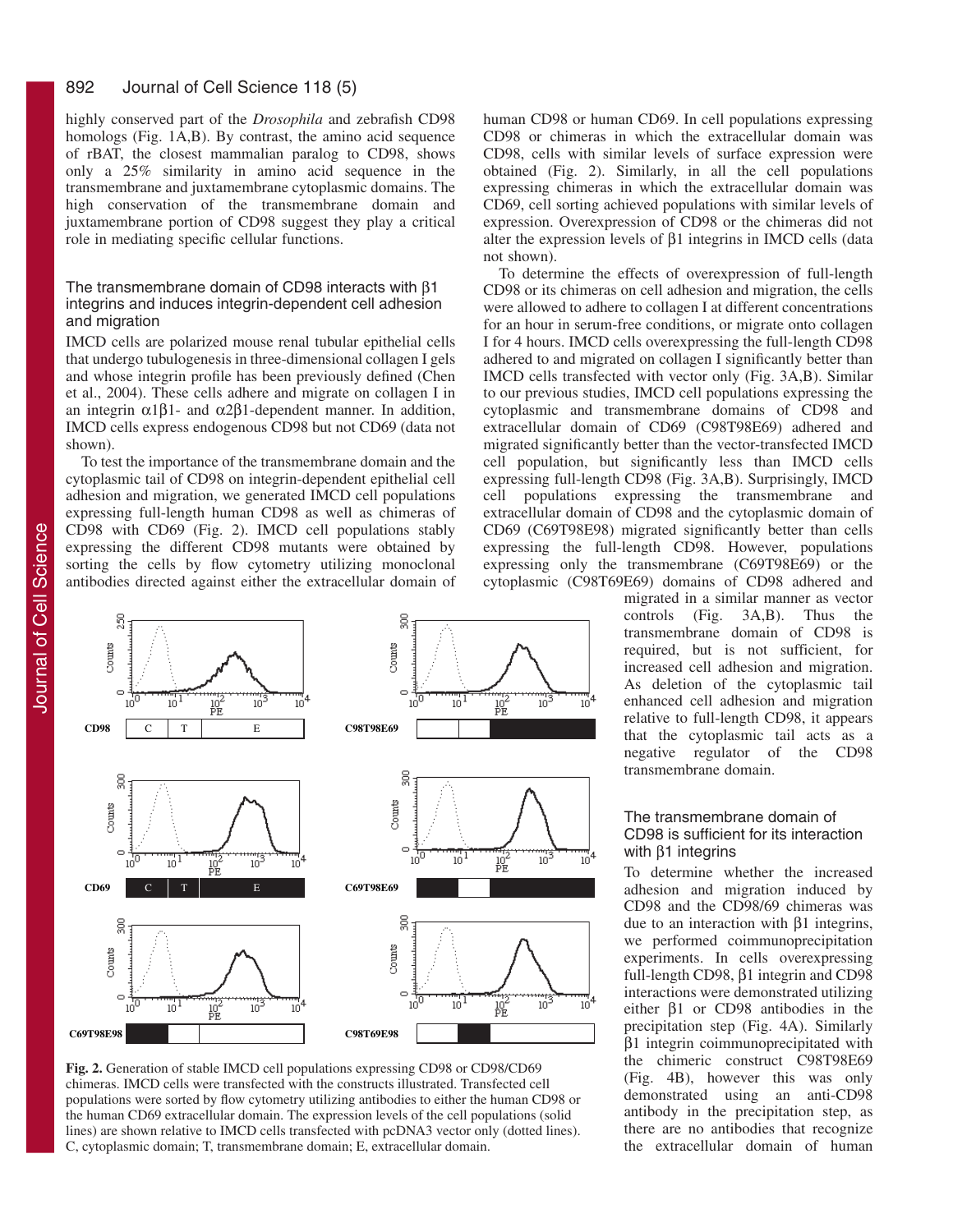highly conserved part of the *Drosophila* and zebrafish CD98 homologs (Fig. 1A,B). By contrast, the amino acid sequence of rBAT, the closest mammalian paralog to CD98, shows only a 25% similarity in amino acid sequence in the transmembrane and juxtamembrane cytoplasmic domains. The high conservation of the transmembrane domain and juxtamembrane portion of CD98 suggest they play a critical role in mediating specific cellular functions.

### The transmembrane domain of CD98 interacts with β1 integrins and induces integrin-dependent cell adhesion and migration

IMCD cells are polarized mouse renal tubular epithelial cells that undergo tubulogenesis in three-dimensional collagen I gels and whose integrin profile has been previously defined (Chen et al., 2004). These cells adhere and migrate on collagen I in an integrin $\alpha1\beta1$- and $\alpha2\beta1$-dependent manner. In addition, IMCD cells express endogenous CD98 but not CD69 (data not shown).

To test the importance of the transmembrane domain and the cytoplasmic tail of CD98 on integrin-dependent epithelial cell adhesion and migration, we generated IMCD cell populations expressing full-length human CD98 as well as chimeras of CD98 with CD69 (Fig. 2). IMCD cell populations stably expressing the different CD98 mutants were obtained by sorting the cells by flow cytometry utilizing monoclonal antibodies directed against either the extracellular domain of human CD98 or human CD69. In cell populations expressing CD98 or chimeras in which the extracellular domain was CD98, cells with similar levels of surface expression were obtained (Fig. 2). Similarly, in all the cell populations expressing chimeras in which the extracellular domain was CD69, cell sorting achieved populations with similar levels of expression. Overexpression of CD98 or the chimeras did not alter the expression levels of β1 integrins in IMCD cells (data not shown).

To determine the effects of overexpression of full-length CD98 or its chimeras on cell adhesion and migration, the cells were allowed to adhere to collagen I at different concentrations for an hour in serum-free conditions, or migrate onto collagen I for 4 hours. IMCD cells overexpressing the full-length CD98 adhered to and migrated on collagen I significantly better than IMCD cells transfected with vector only (Fig. 3A,B). Similar to our previous studies, IMCD cell populations expressing the cytoplasmic and transmembrane domains of CD98 and extracellular domain of CD69 (C98T98E69) adhered and migrated significantly better than the vector-transfected IMCD cell population, but significantly less than IMCD cells expressing full-length CD98 (Fig. 3A,B). Surprisingly, IMCD cell populations expressing the transmembrane and extracellular domain of CD98 and the cytoplasmic domain of CD69 (C69T98E98) migrated significantly better than cells expressing the full-length CD98. However, populations expressing only the transmembrane (C69T98E69) or the cytoplasmic (C98T69E69) domains of CD98 adhered and migrated in a similar manner as vector controls (Fig. 3A,B). Thus the transmembrane domain of CD98 is required, but is not sufficient, for increased cell adhesion and migration. As deletion of the cytoplasmic tail enhanced cell adhesion and migration relative to full-length CD98, it appears that the cytoplasmic tail acts as a negative regulator of the CD98 transmembrane domain.

**Fig. 2.** Generation of stable IMCD cell populations expressing CD98 or CD98/CD69 chimeras. IMCD cells were transfected with the constructs illustrated. Transfected cell populations were sorted by flow cytometry utilizing antibodies to either the human CD98 or the human CD69 extracellular domain. The expression levels of the cell populations (solid lines) are shown relative to IMCD cells transfected with pcDNA3 vector only (dotted lines). C, cytoplasmic domain; T, transmembrane domain; E, extracellular domain.

### The transmembrane domain of CD98 is sufficient for its interaction with β1 integrins

To determine whether the increased adhesion and migration induced by CD98 and the CD98/69 chimeras was due to an interaction with β1 integrins, we performed coimmunoprecipitation experiments. In cells overexpressing full-length CD98, β1 integrin and CD98 interactions were demonstrated utilizing either β1 or CD98 antibodies in the precipitation step (Fig. 4A). Similarly β1 integrin coimmunoprecipitated with the chimeric construct C98T98E69 (Fig. 4B), however this was only demonstrated using an anti-CD98 antibody in the precipitation step, as there are no antibodies that recognize the extracellular domain of human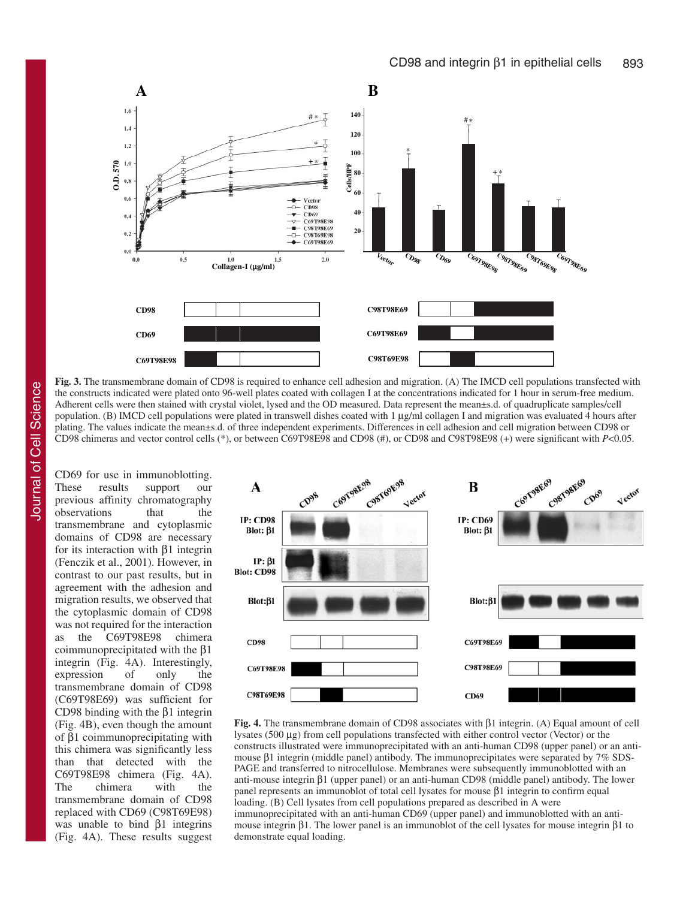**Fig. 3.** The transmembrane domain of CD98 is required to enhance cell adhesion and migration. (A) The IMCD cell populations transfected with the constructs indicated were plated onto 96-well plates coated with collagen I at the concentrations indicated for 1 hour in serum-free medium. Adherent cells were then stained with crystal violet, lysed and the OD measured. Data represent the mean±s.d. of quadruplicate samples/cell population. (B) IMCD cell populations were plated in transwell dishes coated with 1 μg/ml collagen I and migration was evaluated 4 hours after plating. The values indicate the mean±s.d. of three independent experiments. Differences in cell adhesion and cell migration between CD98 or CD98 chimeras and vector control cells (*), or between C69T98E98 and CD98 (#), or CD98 and C98T98E98 (+) were significant with $P<0.05$.

CD69 for use in immunoblotting. These results support our previous affinity chromatography observations that the transmembrane and cytoplasmic domains of CD98 are necessary for its interaction with β1 integrin (Fenczik et al., 2001). However, in contrast to our past results, but in agreement with the adhesion and migration results, we observed that the cytoplasmic domain of CD98 was not required for the interaction as the C69T98E98 chimera coimmunoprecipitated with the β1 integrin (Fig. 4A). Interestingly, expression of only the transmembrane domain of CD98 (C69T98E69) was sufficient for CD98 binding with the β1 integrin (Fig. 4B), even though the amount of β1 coimmunoprecipitating with this chimera was significantly less than that detected with the C69T98E98 chimera (Fig. 4A). The chimera with the transmembrane domain of CD98 replaced with CD69 (C98T69E98) was unable to bind β1 integrins (Fig. 4A). These results suggest

**Fig. 4.** The transmembrane domain of CD98 associates with β1 integrin. (A) Equal amount of cell lysates (500 μg) from cell populations transfected with either control vector (Vector) or the constructs illustrated were immunoprecipitated with an anti-human CD98 (upper panel) or an anti-mouse β1 integrin (middle panel) antibody. The immunoprecipitates were separated by 7% SDS-PAGE and transferred to nitrocellulose. Membranes were subsequently immunoblotted with an anti-mouse integrin β1 (upper panel) or an anti-human CD98 (middle panel) antibody. The lower panel represents an immunoblot of total cell lysates for mouse β1 integrin to confirm equal loading. (B) Cell lysates from cell populations prepared as described in A were immunoprecipitated with an anti-human CD69 (upper panel) and immunoblotted with an anti-mouse integrin β1. The lower panel is an immunoblot of the cell lysates for mouse integrin β1 to demonstrate equal loading.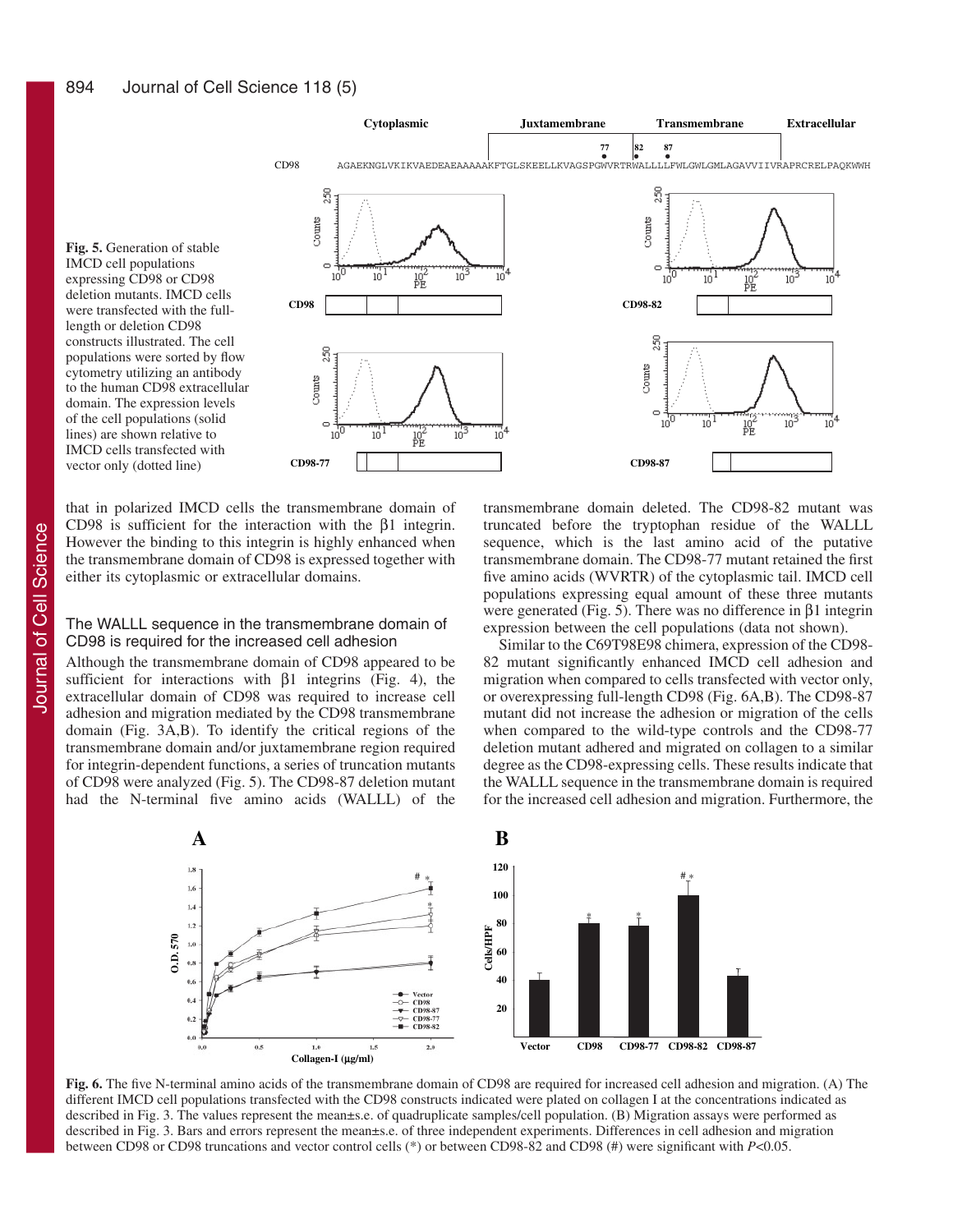Fig. 5. Generation of stable IMCD cell populations expressing CD98 or CD98 deletion mutants. IMCD cells were transfected with the full-length or deletion CD98 constructs illustrated. The cell populations were sorted by flow cytometry utilizing an antibody to the human CD98 extracellular domain. The expression levels of the cell populations (solid lines) are shown relative to IMCD cells transfected with vector only (dotted line)

that in polarized IMCD cells the transmembrane domain of CD98 is sufficient for the interaction with the β1 integrin. However the binding to this integrin is highly enhanced when the transmembrane domain of CD98 is expressed together with either its cytoplasmic or extracellular domains.

## The WALLL sequence in the transmembrane domain of CD98 is required for the increased cell adhesion

Although the transmembrane domain of CD98 appeared to be sufficient for interactions with β1 integrins (Fig. 4), the extracellular domain of CD98 was required to increase cell adhesion and migration mediated by the CD98 transmembrane domain (Fig. 3A,B). To identify the critical regions of the transmembrane domain and/or juxtamembrane region required for integrin-dependent functions, a series of truncation mutants of CD98 were analyzed (Fig. 5). The CD98-87 deletion mutant had the N-terminal five amino acids (WALLL) of the transmembrane domain deleted. The CD98-82 mutant was truncated before the tryptophan residue of the WALLL sequence, which is the last amino acid of the putative transmembrane domain. The CD98-77 mutant retained the first five amino acids (WVRTR) of the cytoplasmic tail. IMCD cell populations expressing equal amount of these three mutants were generated (Fig. 5). There was no difference in β1 integrin expression between the cell populations (data not shown).

Similar to the C69T98E98 chimera, expression of the CD98-82 mutant significantly enhanced IMCD cell adhesion and migration when compared to cells transfected with vector only, or overexpressing full-length CD98 (Fig. 6A,B). The CD98-87 mutant did not increase the adhesion or migration of the cells when compared to the wild-type controls and the CD98-77 deletion mutant adhered and migrated on collagen to a similar degree as the CD98-expressing cells. These results indicate that the WALLL sequence in the transmembrane domain is required for the increased cell adhesion and migration. Furthermore, the

Fig. 6. The five N-terminal amino acids of the transmembrane domain of CD98 are required for increased cell adhesion and migration. (A) The different IMCD cell populations transfected with the CD98 constructs indicated were plated on collagen I at the concentrations indicated as described in Fig. 3. The values represent the mean±s.e. of quadruplicate samples/cell population. (B) Migration assays were performed as described in Fig. 3. Bars and errors represent the mean±s.e. of three independent experiments. Differences in cell adhesion and migration between CD98 or CD98 truncations and vector control cells (*) or between CD98-82 and CD98 (#) were significant with $P<0.05$.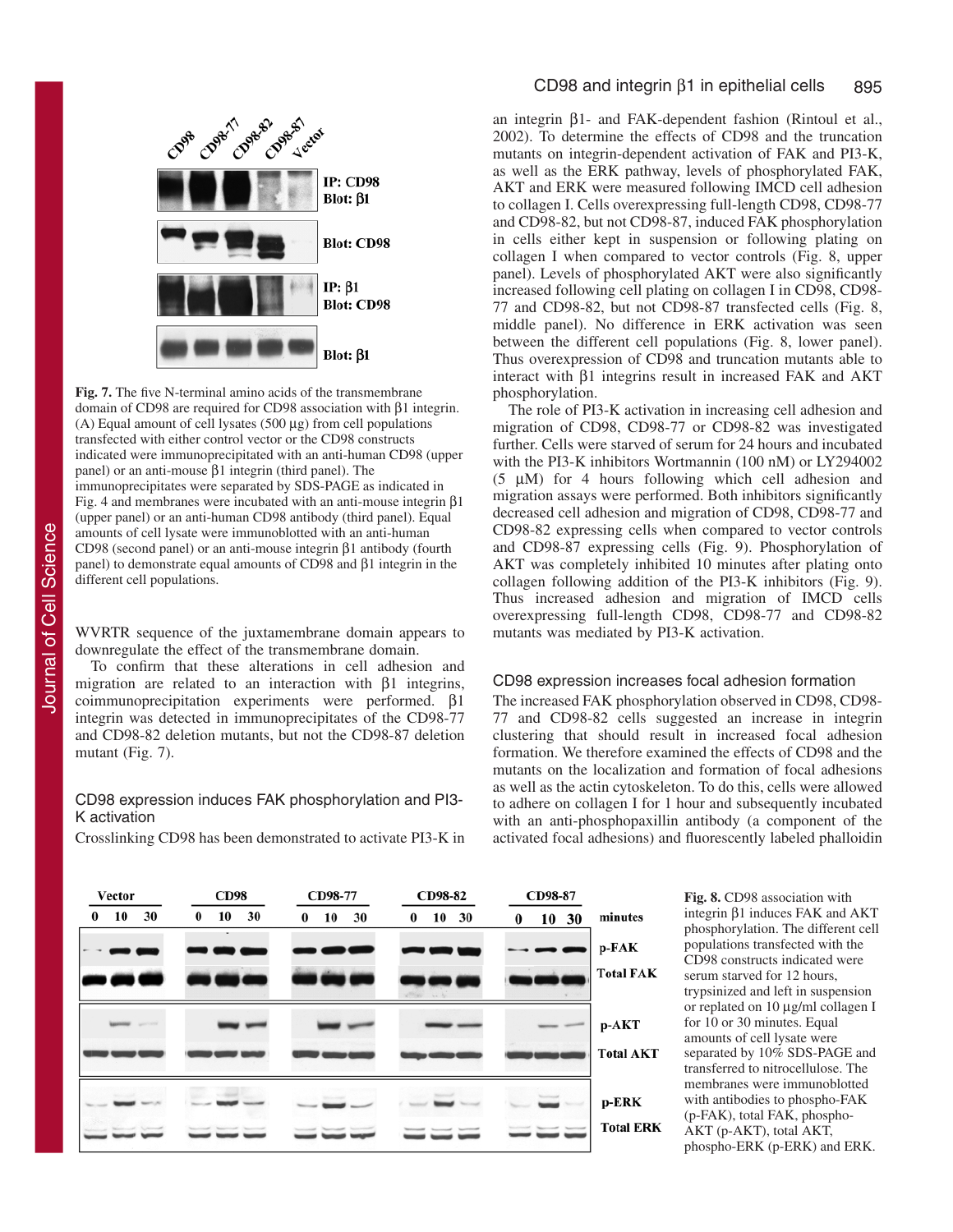Fig. 7. The five N-terminal amino acids of the transmembrane domain of CD98 are required for CD98 association with β1 integrin. (A) Equal amount of cell lysates (500 μg) from cell populations transfected with either control vector or the CD98 constructs indicated were immunoprecipitated with an anti-human CD98 (upper panel) or an anti-mouse β1 integrin (third panel). The immunoprecipitates were separated by SDS-PAGE as indicated in Fig. 4 and membranes were incubated with an anti-mouse integrin β1 (upper panel) or an anti-human CD98 antibody (third panel). Equal amounts of cell lysate were immunoblotted with an anti-human CD98 (second panel) or an anti-mouse integrin β1 antibody (fourth panel) to demonstrate equal amounts of CD98 and β1 integrin in the different cell populations.

WVRTR sequence of the juxtamembrane domain appears to downregulate the effect of the transmembrane domain.

To confirm that these alterations in cell adhesion and migration are related to an interaction with β1 integrins, coimmunoprecipitation experiments were performed. β1 integrin was detected in immunoprecipitates of the CD98-77 and CD98-82 deletion mutants, but not the CD98-87 deletion mutant (Fig. 7).

### CD98 expression induces FAK phosphorylation and PI3-K activation

Crosslinking CD98 has been demonstrated to activate PI3-K in an integrin β1- and FAK-dependent fashion (Rintoul et al., 2002). To determine the effects of CD98 and the truncation mutants on integrin-dependent activation of FAK and PI3-K, as well as the ERK pathway, levels of phosphorylated FAK, AKT and ERK were measured following IMCD cell adhesion to collagen I. Cells overexpressing full-length CD98, CD98-77 and CD98-82, but not CD98-87, induced FAK phosphorylation in cells either kept in suspension or following plating on collagen I when compared to vector controls (Fig. 8, upper panel). Levels of phosphorylated AKT were also significantly increased following cell plating on collagen I in CD98, CD98-77 and CD98-82, but not CD98-87 transfected cells (Fig. 8, middle panel). No difference in ERK activation was seen between the different cell populations (Fig. 8, lower panel). Thus overexpression of CD98 and truncation mutants able to interact with β1 integrins result in increased FAK and AKT phosphorylation.

The role of PI3-K activation in increasing cell adhesion and migration of CD98, CD98-77 or CD98-82 was investigated further. Cells were starved of serum for 24 hours and incubated with the PI3-K inhibitors Wortmannin (100 nM) or LY294002 (5 μM) for 4 hours following which cell adhesion and migration assays were performed. Both inhibitors significantly decreased cell adhesion and migration of CD98, CD98-77 and CD98-82 expressing cells when compared to vector controls and CD98-87 expressing cells (Fig. 9). Phosphorylation of AKT was completely inhibited 10 minutes after plating onto collagen following addition of the PI3-K inhibitors (Fig. 9). Thus increased adhesion and migration of IMCD cells overexpressing full-length CD98, CD98-77 and CD98-82 mutants was mediated by PI3-K activation.

### CD98 expression increases focal adhesion formation

The increased FAK phosphorylation observed in CD98, CD98-77 and CD98-82 cells suggested an increase in integrin clustering that should result in increased focal adhesion formation. We therefore examined the effects of CD98 and the mutants on the localization and formation of focal adhesions as well as the actin cytoskeleton. To do this, cells were allowed to adhere on collagen I for 1 hour and subsequently incubated with an anti-phosphopaxillin antibody (a component of the activated focal adhesions) and fluorescently labeled phalloidin

Fig. 8. CD98 association with integrin β1 induces FAK and AKT phosphorylation. The different cell populations transfected with the CD98 constructs indicated were serum starved for 12 hours, trypsinized and left in suspension or replated on 10 μg/ml collagen I for 10 or 30 minutes. Equal amounts of cell lysate were separated by 10% SDS-PAGE and transferred to nitrocellulose. The membranes were immunoblotted with antibodies to phospho-FAK (p-FAK), total FAK, phospho-AKT (p-AKT), total AKT, phospho-ERK (p-ERK) and ERK.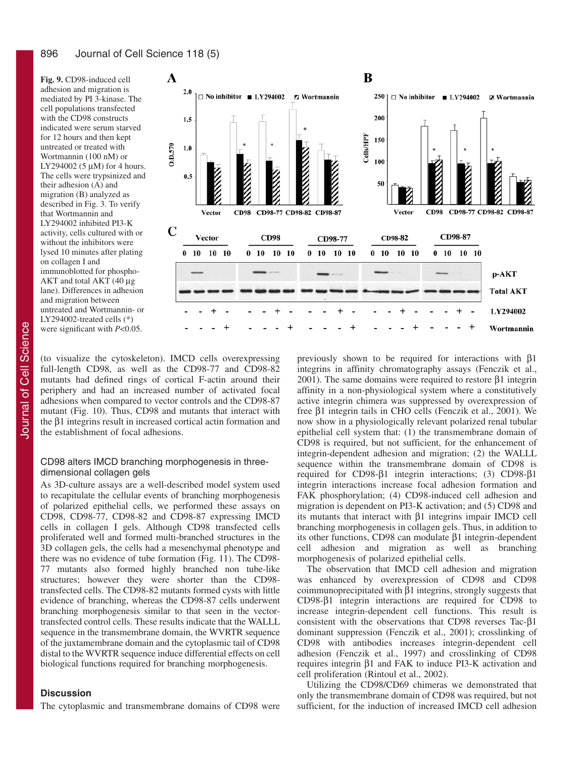**Fig. 9.** CD98-induced cell adhesion and migration is mediated by PI 3-kinase. The cell populations transfected with the CD98 constructs indicated were serum starved for 12 hours and then kept untreated or treated with Wortmannin (100 nM) or LY294002 (5 μM) for 4 hours. The cells were trypsinized and their adhesion (A) and migration (B) analyzed as described in Fig. 3. To verify that Wortmannin and LY294002 inhibited PI3-K activity, cells cultured with or without the inhibitors were lysed 10 minutes after plating on collagen I and immunoblotted for phospho-AKT and total AKT (40 μg lane). Differences in adhesion and migration between untreated and Wortmannin- or LY294002-treated cells (*) were significant with $P<0.05$.

(to visualize the cytoskeleton). IMCD cells overexpressing full-length CD98, as well as the CD98-77 and CD98-82 mutants had defined rings of cortical F-actin around their periphery and had an increased number of activated focal adhesions when compared to vector controls and the CD98-87 mutant (Fig. 10). Thus, CD98 and mutants that interact with the β1 integrins result in increased cortical actin formation and the establishment of focal adhesions.

### CD98 alters IMCD branching morphogenesis in three-dimensional collagen gels

As 3D-culture assays are a well-described model system used to recapitulate the cellular events of branching morphogenesis of polarized epithelial cells, we performed these assays on CD98, CD98-77, CD98-82 and CD98-87 expressing IMCD cells in collagen I gels. Although CD98 transfected cells proliferated well and formed multi-branched structures in the 3D collagen gels, the cells had a mesenchymal phenotype and there was no evidence of tube formation (Fig. 11). The CD98-77 mutants also formed highly branched non tube-like structures; however they were shorter than the CD98-transfected cells. The CD98-82 mutants formed cysts with little evidence of branching, whereas the CD98-87 cells underwent branching morphogenesis similar to that seen in the vector-transfected control cells. These results indicate that the WALLL sequence in the transmembrane domain, the WVRTR sequence of the juxtamembrane domain and the cytoplasmic tail of CD98 distal to the WVRTR sequence induce differential effects on cell biological functions required for branching morphogenesis.

## Discussion

The cytoplasmic and transmembrane domains of CD98 were previously shown to be required for interactions with β1 integrins in affinity chromatography assays (Fenczik et al., 2001). The same domains were required to restore β1 integrin affinity in a non-physiological system where a constitutively active integrin chimera was suppressed by overexpression of free β1 integrin tails in CHO cells (Fenczik et al., 2001). We now show in a physiologically relevant polarized renal tubular epithelial cell system that: (1) the transmembrane domain of CD98 is required, but not sufficient, for the enhancement of integrin-dependent adhesion and migration; (2) the WALLL sequence within the transmembrane domain of CD98 is required for CD98-β1 integrin interactions; (3) CD98-β1 integrin interactions increase focal adhesion formation and FAK phosphorylation; (4) CD98-induced cell adhesion and migration is dependent on PI3-K activation; and (5) CD98 and its mutants that interact with β1 integrins impair IMCD cell branching morphogenesis in collagen gels. Thus, in addition to its other functions, CD98 can modulate β1 integrin-dependent cell adhesion and migration as well as branching morphogenesis of polarized epithelial cells.

The observation that IMCD cell adhesion and migration was enhanced by overexpression of CD98 and CD98 coimmunoprecipitated with β1 integrins, strongly suggests that CD98-β1 integrin interactions are required for CD98 to increase integrin-dependent cell functions. This result is consistent with the observations that CD98 reverses Tac-β1 dominant suppression (Fenczik et al., 2001); crosslinking of CD98 with antibodies increases integrin-dependent cell adhesion (Fenczik et al., 1997) and crosslinking of CD98 requires integrin β1 and FAK to induce PI3-K activation and cell proliferation (Rintoul et al., 2002).

Utilizing the CD98/CD69 chimeras we demonstrated that only the transmembrane domain of CD98 was required, but not sufficient, for the induction of increased IMCD cell adhesion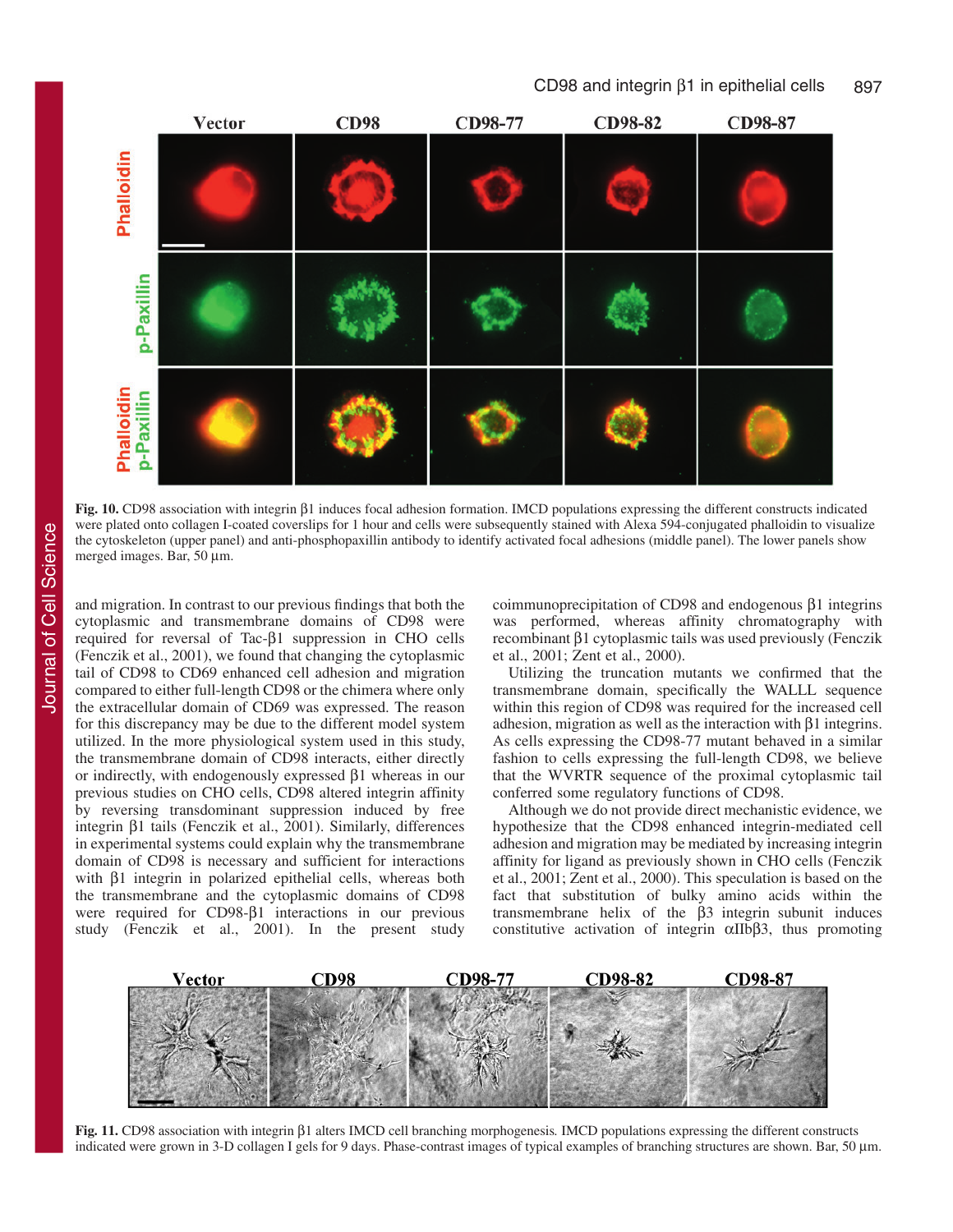Fig. 10. CD98 association with integrin β1 induces focal adhesion formation. IMCD populations expressing the different constructs indicated were plated onto collagen I-coated coverslips for 1 hour and cells were subsequently stained with Alexa 594-conjugated phalloidin to visualize the cytoskeleton (upper panel) and anti-phosphopaxillin antibody to identify activated focal adhesions (middle panel). The lower panels show merged images. Bar, 50 μm.

and migration. In contrast to our previous findings that both the cytoplasmic and transmembrane domains of CD98 were required for reversal of Tac-β1 suppression in CHO cells (Fenczik et al., 2001), we found that changing the cytoplasmic tail of CD98 to CD69 enhanced cell adhesion and migration compared to either full-length CD98 or the chimera where only the extracellular domain of CD69 was expressed. The reason for this discrepancy may be due to the different model system utilized. In the more physiological system used in this study, the transmembrane domain of CD98 interacts, either directly or indirectly, with endogenously expressed β1 whereas in our previous studies on CHO cells, CD98 altered integrin affinity by reversing transdominant suppression induced by free integrin β1 tails (Fenczik et al., 2001). Similarly, differences in experimental systems could explain why the transmembrane domain of CD98 is necessary and sufficient for interactions with β1 integrin in polarized epithelial cells, whereas both the transmembrane and the cytoplasmic domains of CD98 were required for CD98-β1 interactions in our previous study (Fenczik et al., 2001). In the present study coimmunoprecipitation of CD98 and endogenous β1 integrins was performed, whereas affinity chromatography with recombinant β1 cytoplasmic tails was used previously (Fenczik et al., 2001; Zent et al., 2000).

Utilizing the truncation mutants we confirmed that the transmembrane domain, specifically the WALLL sequence within this region of CD98 was required for the increased cell adhesion, migration as well as the interaction with β1 integrins. As cells expressing the CD98-77 mutant behaved in a similar fashion to cells expressing the full-length CD98, we believe that the WVRTR sequence of the proximal cytoplasmic tail conferred some regulatory functions of CD98.

Although we do not provide direct mechanistic evidence, we hypothesize that the CD98 enhanced integrin-mediated cell adhesion and migration may be mediated by increasing integrin affinity for ligand as previously shown in CHO cells (Fenczik et al., 2001; Zent et al., 2000). This speculation is based on the fact that substitution of bulky amino acids within the transmembrane helix of the β3 integrin subunit induces constitutive activation of integrin αIIbβ3, thus promoting

Fig. 11. CD98 association with integrin β1 alters IMCD cell branching morphogenesis. IMCD populations expressing the different constructs indicated were grown in 3-D collagen I gels for 9 days. Phase-contrast images of typical examples of branching structures are shown. Bar, 50 μm.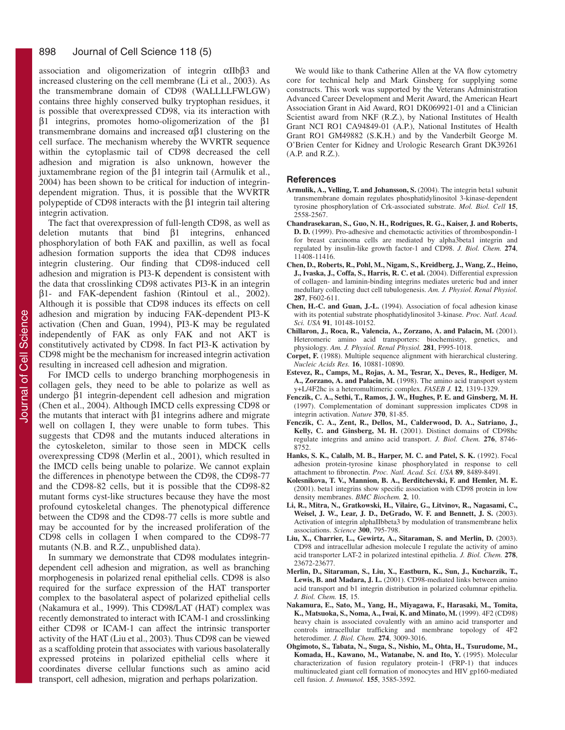association and oligomerization of integrin αIIbβ3 and increased clustering on the cell membrane (Li et al., 2003). As the transmembrane domain of CD98 (WALLLLFWLGW) contains three highly conserved bulky tryptophan residues, it is possible that overexpressed CD98, via its interaction with β1 integrins, promotes homo-oligomerization of the β1 transmembrane domains and increased αβ1 clustering on the cell surface. The mechanism whereby the WVRTR sequence within the cytoplasmic tail of CD98 decreased the cell adhesion and migration is also unknown, however the juxtamembrane region of the β1 integrin tail (Armulik et al., 2004) has been shown to be critical for induction of integrin-dependent migration. Thus, it is possible that the WVRTR polypeptide of CD98 interacts with the β1 integrin tail altering integrin activation.

The fact that overexpression of full-length CD98, as well as deletion mutants that bind β1 integrins, enhanced phosphorylation of both FAK and paxillin, as well as focal adhesion formation supports the idea that CD98 induces integrin clustering. Our finding that CD98-induced cell adhesion and migration is PI3-K dependent is consistent with the data that crosslinking CD98 activates PI3-K in an integrin β1- and FAK-dependent fashion (Rintoul et al., 2002). Although it is possible that CD98 induces its effects on cell adhesion and migration by inducing FAK-dependent PI3-K activation (Chen and Guan, 1994), PI3-K may be regulated independently of FAK as only FAK and not AKT is constitutively activated by CD98. In fact PI3-K activation by CD98 might be the mechanism for increased integrin activation resulting in increased cell adhesion and migration.

For IMCD cells to undergo branching morphogenesis in collagen gels, they need to be able to polarize as well as undergo β1 integrin-dependent cell adhesion and migration (Chen et al., 2004). Although IMCD cells expressing CD98 or the mutants that interact with β1 integrins adhere and migrate well on collagen I, they were unable to form tubes. This suggests that CD98 and the mutants induced alterations in the cytoskeleton, similar to those seen in MDCK cells overexpressing CD98 (Merlin et al., 2001), which resulted in the IMCD cells being unable to polarize. We cannot explain the differences in phenotype between the CD98, the CD98-77 and the CD98-82 cells, but it is possible that the CD98-82 mutant forms cyst-like structures because they have the most profound cytoskeletal changes. The phenotypical difference between the CD98 and the CD98-77 cells is more subtle and may be accounted for by the increased proliferation of the CD98 cells in collagen I when compared to the CD98-77 mutants (N.B. and R.Z., unpublished data).

In summary we demonstrate that CD98 modulates integrin-dependent cell adhesion and migration, as well as branching morphogenesis in polarized renal epithelial cells. CD98 is also required for the surface expression of the HAT transporter complex to the basolateral aspect of polarized epithelial cells (Nakamura et al., 1999). This CD98/LAT (HAT) complex was recently demonstrated to interact with ICAM-1 and crosslinking either CD98 or ICAM-1 can affect the intrinsic transporter activity of the HAT (Liu et al., 2003). Thus CD98 can be viewed as a scaffolding protein that associates with various basolaterally expressed proteins in polarized epithelial cells where it coordinates diverse cellular functions such as amino acid transport, cell adhesion, migration and perhaps polarization.

We would like to thank Catherine Allen at the VA flow cytometry core for technical help and Mark Ginsberg for supplying some constructs. This work was supported by the Veterans Administration Advanced Career Development and Merit Award, the American Heart Association Grant in Aid Award, RO1 DK069921-01 and a Clinician Scientist award from NKF (R.Z.), by National Institutes of Health Grant NCI RO1 CA94849-01 (A.P.), National Institutes of Health Grant RO1 GM49882 (S.K.H.) and by the Vanderbilt George M. O'Brien Center for Kidney and Urologic Research Grant DK39261 (A.P. and R.Z.).

## References

**Armulik, A., Velling, T. and Johansson, S.** (2004). The integrin beta1 subunit transmembrane domain regulates phosphatidylinositol 3-kinase-dependent tyrosine phosphorylation of Crk-associated substrate. *Mol. Biol. Cell* **15**, 2558-2567.

**Chandrasekaran, S., Guo, N. H., Rodrigues, R. G., Kaiser, J. and Roberts, D. D.** (1999). Pro-adhesive and chemotactic activities of thrombospondin-1 for breast carcinoma cells are mediated by alpha3beta1 integrin and regulated by insulin-like growth factor-1 and CD98. *J. Biol. Chem.* **274**, 11408-11416.

**Chen, D., Roberts, R., Pohl, M., Nigam, S., Kreidberg, J., Wang, Z., Heino, J., Ivaska, J., Coffa, S., Harris, R. C. et al.** (2004). Differential expression of collagen- and laminin-binding integrins mediates ureteric bud and inner medullary collecting duct cell tubulogenesis. *Am. J. Physiol. Renal Physiol.* **287**, F602-611.

**Chen, H.-C. and Guan, J.-L.** (1994). Association of focal adhesion kinase with its potential substrate phosphatidylinositol 3-kinase. *Proc. Natl. Acad. Sci. USA* **91**, 10148-10152.

**Chillaron, J., Roca, R., Valencia, A., Zorzano, A. and Palacin, M.** (2001). Heteromeric amino acid transporters: biochemistry, genetics, and physiology. *Am. J. Physiol. Renal Physiol.* **281**, F995-1018.

**Corpet, F.** (1988). Multiple sequence alignment with hierarchical clustering. *Nucleic Acids Res.* **16**, 10881-10890.

**Estevez, R., Camps, M., Rojas, A. M., Tesrar, X., Deves, R., Hediger, M. A., Zorzano, A. and Palacin, M.** (1998). The amino acid transport system y+L/4F2hc is a heteromultimeric complex. *FASEB J.* **12**, 1319-1329.

**Fenczik, C. A., Sethi, T., Ramos, J. W., Hughes, P. E. and Ginsberg, M. H.** (1997). Complementation of dominant suppression implicates CD98 in integrin activation. *Nature* **370**, 81-85.

**Fenczik, C. A., Zent, R., Dellos, M., Calderwood, D. A., Satriano, J., Kelly, C. and Ginsberg, M. H.** (2001). Distinct domains of CD98hc regulate integrins and amino acid transport. *J. Biol. Chem.* **276**, 8746-8752.

**Hanks, S. K., Calalb, M. B., Harper, M. C. and Patel, S. K.** (1992). Focal adhesion protein-tyrosine kinase phosphorylated in response to cell attachment to fibronectin. *Proc. Natl. Acad. Sci. USA* **89**, 8489-8491.

**Kolesnikova, T. V., Mannion, B. A., Berditchevski, F. and Hemler, M. E.** (2001). beta1 integrins show specific association with CD98 protein in low density membranes. *BMC Biochem.* **2**, 10.

**Li, R., Mitra, N., Gratkowski, H., Vilaire, G., Litvinov, R., Nagasami, C., Weisel, J. W., Lear, J. D., DeGrado, W. F. and Bennett, J. S.** (2003). Activation of integrin alphaIIbbeta3 by modulation of transmembrane helix associations. *Science* **300**, 795-798.

**Liu, X., Charrier, L., Gewirtz, A., Sitaraman, S. and Merlin, D.** (2003). CD98 and intracellular adhesion molecule I regulate the activity of amino acid transporter LAT-2 in polarized intestinal epithelia. *J. Biol. Chem.* **278**, 23672-23677.

**Merlin, D., Sitaraman, S., Liu, X., Eastburn, K., Sun, J., Kucharzik, T., Lewis, B. and Madara, J. L.** (2001). CD98-mediated links between amino acid transport and b1 integrin distribution in polarized columnar epithelia. *J. Biol. Chem.* **15**, 15.

**Nakamura, E., Sato, M., Yang, H., Miyagawa, F., Harasaki, M., Tomita, K., Matsuoka, S., Noma, A., Iwai, K. and Minato, M.** (1999). 4F2 (CD98) heavy chain is associated covalently with an amino acid transporter and controls intracellular trafficking and membrane topology of 4F2 heterodimer. *J. Biol. Chem.* **274**, 3009-3016.

**Ohgimoto, S., Tabata, N., Suga, S., Nishio, M., Ohta, H., Tsurudome, M., Komada, H., Kawano, M., Watanabe, N. and Ito, Y.** (1995). Molecular characterization of fusion regulatory protein-1 (FRP-1) that induces multinucleated giant cell formation of monocytes and HIV gp160-mediated cell fusion. *J. Immunol.* **155**, 3585-3592.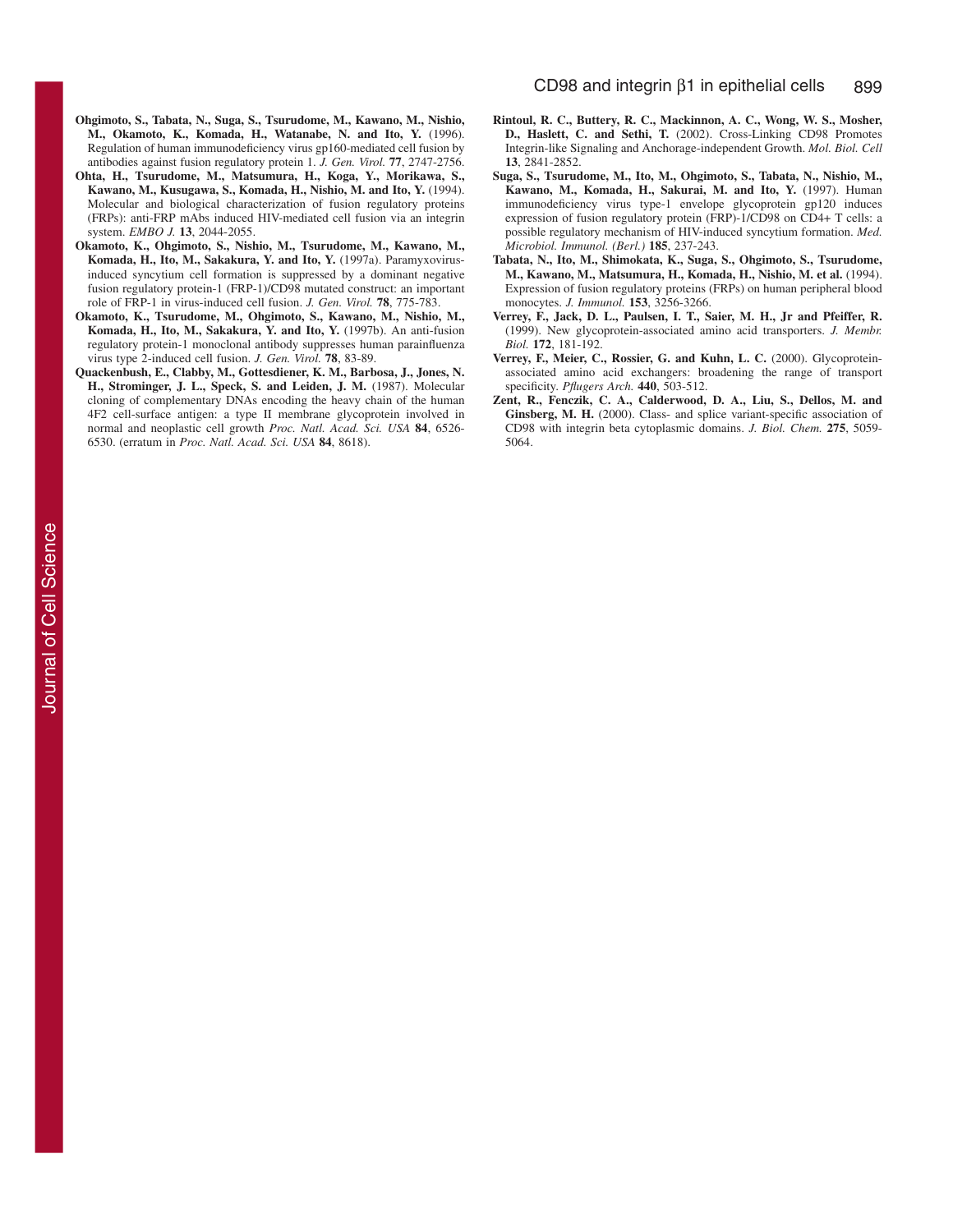**Ohgimoto, S., Tabata, N., Suga, S., Tsurudome, M., Kawano, M., Nishio, M., Okamoto, K., Komada, H., Watanabe, N. and Ito, Y.** (1996). Regulation of human immunodeficiency virus gp160-mediated cell fusion by antibodies against fusion regulatory protein 1. *J. Gen. Virol.* **77**, 2747-2756.

**Ohta, H., Tsurudome, M., Matsumura, H., Koga, Y., Morikawa, S., Kawano, M., Kusugawa, S., Komada, H., Nishio, M. and Ito, Y.** (1994). Molecular and biological characterization of fusion regulatory proteins (FRPs): anti-FRP mAbs induced HIV-mediated cell fusion via an integrin system. *EMBO J.* **13**, 2044-2055.

**Okamoto, K., Ohgimoto, S., Nishio, M., Tsurudome, M., Kawano, M., Komada, H., Ito, M., Sakakura, Y. and Ito, Y.** (1997a). Paramyxovirus-induced syncytium cell formation is suppressed by a dominant negative fusion regulatory protein-1 (FRP-1)/CD98 mutated construct: an important role of FRP-1 in virus-induced cell fusion. *J. Gen. Virol.* **78**, 775-783.

**Okamoto, K., Tsurudome, M., Ohgimoto, S., Kawano, M., Nishio, M., Komada, H., Ito, M., Sakakura, Y. and Ito, Y.** (1997b). An anti-fusion regulatory protein-1 monoclonal antibody suppresses human parainfluenza virus type 2-induced cell fusion. *J. Gen. Virol.* **78**, 83-89.

**Quackenbush, E., Clabby, M., Gottesdiener, K. M., Barbosa, J., Jones, N. H., Strominger, J. L., Speck, S. and Leiden, J. M.** (1987). Molecular cloning of complementary DNAs encoding the heavy chain of the human 4F2 cell-surface antigen: a type II membrane glycoprotein involved in normal and neoplastic cell growth *Proc. Natl. Acad. Sci. USA* **84**, 6526-6530. (erratum in *Proc. Natl. Acad. Sci. USA* **84**, 8618).

**Rintoul, R. C., Buttery, R. C., Mackinnon, A. C., Wong, W. S., Mosher, D., Haslett, C. and Sethi, T.** (2002). Cross-Linking CD98 Promotes Integrin-like Signaling and Anchorage-independent Growth. *Mol. Biol. Cell* **13**, 2841-2852.

**Suga, S., Tsurudome, M., Ito, M., Ohgimoto, S., Tabata, N., Nishio, M., Kawano, M., Komada, H., Sakurai, M. and Ito, Y.** (1997). Human immunodeficiency virus type-1 envelope glycoprotein gp120 induces expression of fusion regulatory protein (FRP)-1/CD98 on CD4+ T cells: a possible regulatory mechanism of HIV-induced syncytium formation. *Med. Microbiol. Immunol. (Berl.)* **185**, 237-243.

**Tabata, N., Ito, M., Shimokata, K., Suga, S., Ohgimoto, S., Tsurudome, M., Kawano, M., Matsumura, H., Komada, H., Nishio, M. et al.** (1994). Expression of fusion regulatory proteins (FRPs) on human peripheral blood monocytes. *J. Immunol.* **153**, 3256-3266.

**Verrey, F., Jack, D. L., Paulsen, I. T., Saier, M. H., Jr and Pfeiffer, R.** (1999). New glycoprotein-associated amino acid transporters. *J. Membr. Biol.* **172**, 181-192.

**Verrey, F., Meier, C., Rossier, G. and Kuhn, L. C.** (2000). Glycoprotein-associated amino acid exchangers: broadening the range of transport specificity. *Pflugers Arch.* **440**, 503-512.

**Zent, R., Fenczik, C. A., Calderwood, D. A., Liu, S., Dellos, M. and Ginsberg, M. H.** (2000). Class- and splice variant-specific association of CD98 with integrin beta cytoplasmic domains. *J. Biol. Chem.* **275**, 5059-5064.